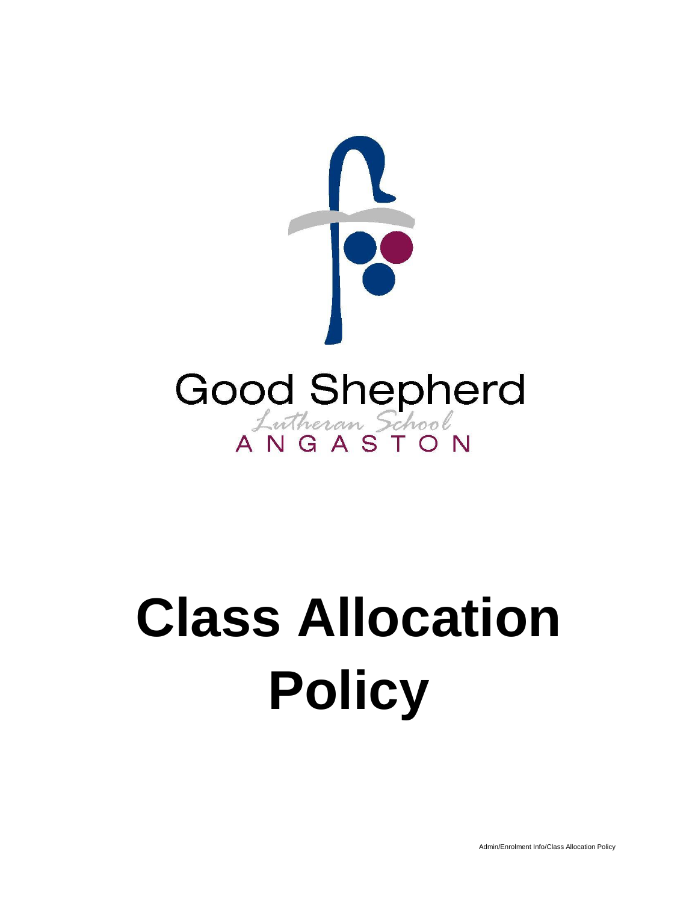Good Shepherd

Lutheran School

ANGASTON

# Class Allocation Policy

Admin/Enrolment Info/Class Allocation Policy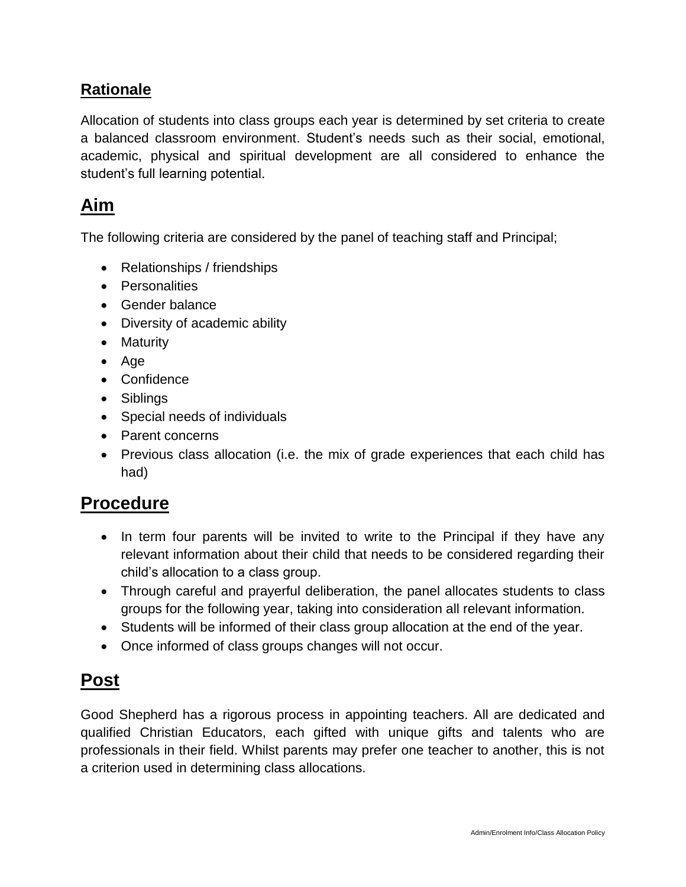## Rationale

Allocation of students into class groups each year is determined by set criteria to create a balanced classroom environment. Student's needs such as their social, emotional, academic, physical and spiritual development are all considered to enhance the student's full learning potential.

## Aim

The following criteria are considered by the panel of teaching staff and Principal;

- Relationships / friendships
- Personalities
- Gender balance
- Diversity of academic ability
- Maturity
- Age
- Confidence
- Siblings
- Special needs of individuals
- Parent concerns
- Previous class allocation (i.e. the mix of grade experiences that each child has had)

## Procedure

- In term four parents will be invited to write to the Principal if they have any relevant information about their child that needs to be considered regarding their child's allocation to a class group.
- Through careful and prayerful deliberation, the panel allocates students to class groups for the following year, taking into consideration all relevant information.
- Students will be informed of their class group allocation at the end of the year.
- Once informed of class groups changes will not occur.

## Post

Good Shepherd has a rigorous process in appointing teachers. All are dedicated and qualified Christian Educators, each gifted with unique gifts and talents who are professionals in their field. Whilst parents may prefer one teacher to another, this is not a criterion used in determining class allocations.